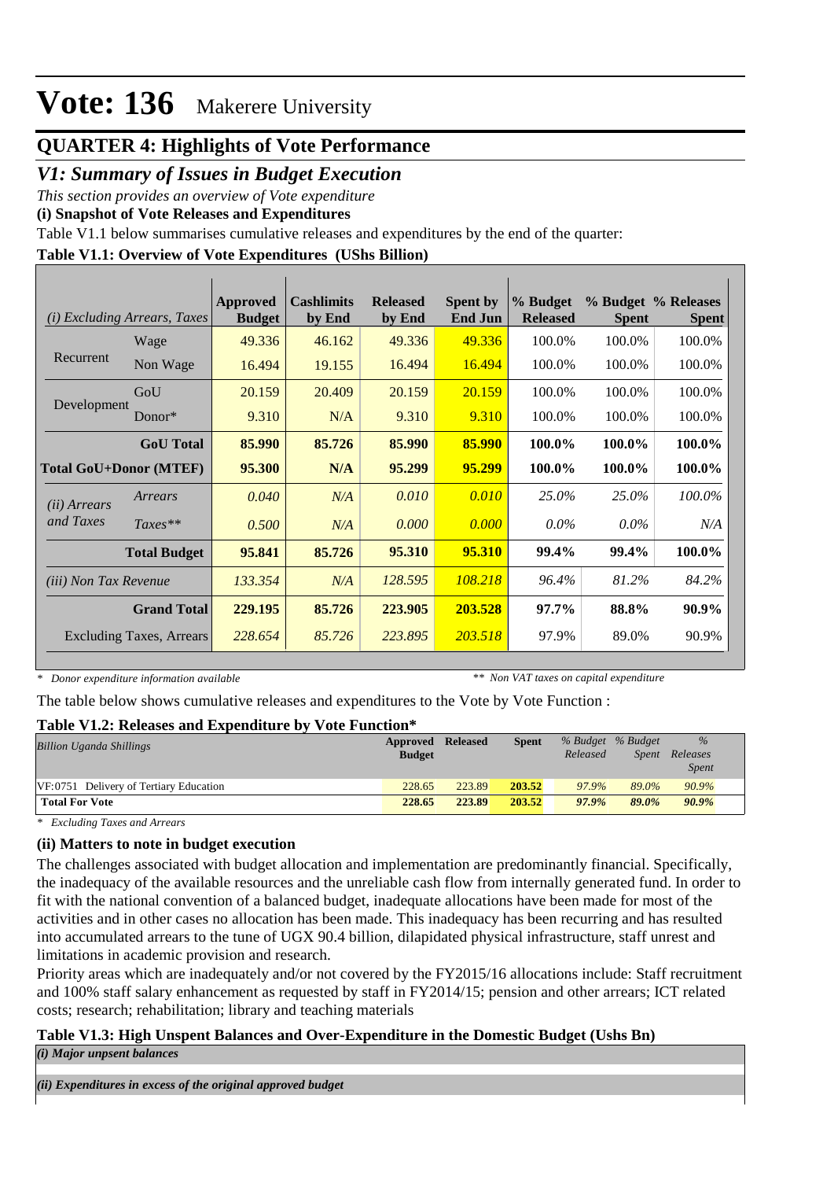# Vote: 136 Makerere University

## QUARTER 4: Highlights of Vote Performance

## *V1: Summary of Issues in Budget Execution*

*This section provides an overview of Vote expenditure*

**(i) Snapshot of Vote Releases and Expenditures**

Table V1.1 below summarises cumulative releases and expenditures by the end of the quarter:

**Table V1.1: Overview of Vote Expenditures (UShs Billion)**

| *(i) Excluding Arrears, Taxes* | | Approved Budget | Cashlimits by End | Released by End | Spent by End Jun | % Budget Released | % Budget Spent | % Releases Spent |
|---|---|---|---|---|---|---|---|---|
| Recurrent | Wage | 49.336 | 46.162 | 49.336 | 49.336 | 100.0% | 100.0% | 100.0% |
| | Non Wage | 16.494 | 19.155 | 16.494 | 16.494 | 100.0% | 100.0% | 100.0% |
| Development | GoU | 20.159 | 20.409 | 20.159 | 20.159 | 100.0% | 100.0% | 100.0% |
| | Donor* | 9.310 | N/A | 9.310 | 9.310 | 100.0% | 100.0% | 100.0% |
| | **GoU Total** | **85.990** | **85.726** | **85.990** | **85.990** | **100.0%** | **100.0%** | **100.0%** |
| **Total GoU+Donor (MTEF)** | | **95.300** | **N/A** | **95.299** | **95.299** | **100.0%** | **100.0%** | **100.0%** |
| *(ii) Arrears and Taxes* | *Arrears* | *0.040* | *N/A* | *0.010* | *0.010* | *25.0%* | *25.0%* | *100.0%* |
| | *Taxes*** | *0.500* | *N/A* | *0.000* | *0.000* | *0.0%* | *0.0%* | *N/A* |
| | **Total Budget** | **95.841** | **85.726** | **95.310** | **95.310** | **99.4%** | **99.4%** | **100.0%** |
| *(iii) Non Tax Revenue* | | *133.354* | *N/A* | *128.595* | *108.218* | *96.4%* | *81.2%* | *84.2%* |
| | **Grand Total** | **229.195** | **85.726** | **223.905** | **203.528** | **97.7%** | **88.8%** | **90.9%** |
| Excluding Taxes, Arrears | | *228.654* | *85.726* | *223.895* | *203.518* | 97.9% | 89.0% | 90.9% |

*\* Donor expenditure information available* &nbsp;&nbsp;&nbsp;&nbsp; *** Non VAT taxes on capital expenditure*

The table below shows cumulative releases and expenditures to the Vote by Vote Function :

**Table V1.2: Releases and Expenditure by Vote Function***

| *Billion Uganda Shillings* | Approved Budget | Released | Spent | *% Budget Released* | *% Budget Spent* | *% Releases Spent* |
|---|---|---|---|---|---|---|
| VF:0751 Delivery of Tertiary Education | 228.65 | 223.89 | 203.52 | 97.9% | 89.0% | 90.9% |
| **Total For Vote** | **228.65** | **223.89** | **203.52** | ***97.9%*** | ***89.0%*** | ***90.9%*** |

*\* Excluding Taxes and Arrears*

**(ii) Matters to note in budget execution**

The challenges associated with budget allocation and implementation are predominantly financial. Specifically, the inadequacy of the available resources and the unreliable cash flow from internally generated fund. In order to fit with the national convention of a balanced budget, inadequate allocations have been made for most of the activities and in other cases no allocation has been made. This inadequacy has been recurring and has resulted into accumulated arrears to the tune of UGX 90.4 billion, dilapidated physical infrastructure, staff unrest and limitations in academic provision and research.

Priority areas which are inadequately and/or not covered by the FY2015/16 allocations include: Staff recruitment and 100% staff salary enhancement as requested by staff in FY2014/15; pension and other arrears; ICT related costs; research; rehabilitation; library and teaching materials

**Table V1.3: High Unspent Balances and Over-Expenditure in the Domestic Budget (Ushs Bn)**

***(i) Major unpsent balances***

***(ii) Expenditures in excess of the original approved budget***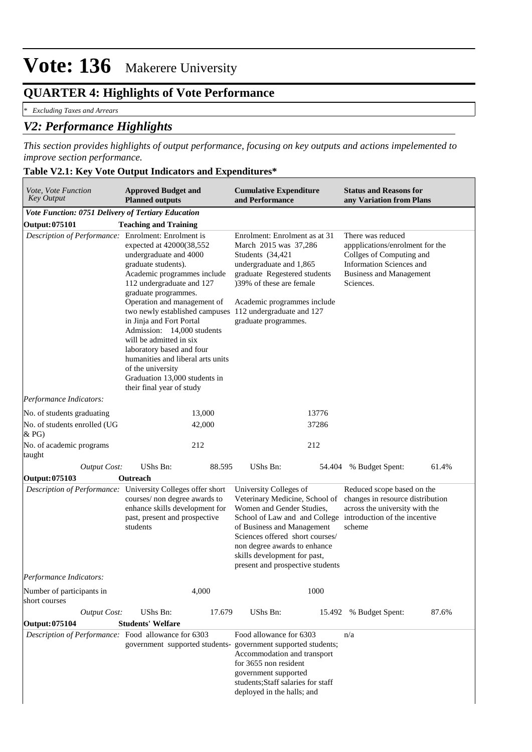# Vote: 136 Makerere University

## QUARTER 4: Highlights of Vote Performance

*\* Excluding Taxes and Arrears*

## *V2: Performance Highlights*

*This section provides highlights of output performance, focusing on key outputs and actions impelemented to improve section performance.*

**Table V2.1: Key Vote Output Indicators and Expenditures\***

| *Vote, Vote Function Key Output* | **Approved Budget and Planned outputs** | | **Cumulative Expenditure and Performance** | | **Status and Reasons for any Variation from Plans** | |
|---|---|---|---|---|---|---|
| ***Vote Function: 0751 Delivery of Tertiary Education*** | | | | | | |
| **Output: 075101** | **Teaching and Training** | | | | | |
| *Description of Performance:* | Enrolment: Enrolment is expected at 42000(38,552 undergraduate and 4000 graduate students). Academic programmes include 112 undergraduate and 127 graduate programmes. Operation and management of two newly established campuses in Jinja and Fort Portal Admission: 14,000 students will be admitted in six laboratory based and four humanities and liberal arts units of the university Graduation 13,000 students in their final year of study | | Enrolment: Enrolment as at 31 March 2015 was 37,286 Students (34,421 undergraduate and 1,865 graduate Regestered students )39% of these are female<br><br>Academic programmes include 112 undergraduate and 127 graduate programmes. | | There was reduced appplications/enrolment for the Collges of Computing and Information Sciences and Business and Management Sciences. | |
| *Performance Indicators:* | | | | | | |
| No. of students graduating | | 13,000 | | 13776 | | |
| No. of students enrolled (UG & PG) | | 42,000 | | 37286 | | |
| No. of academic programs taught | | 212 | | 212 | | |
| *Output Cost:* | UShs Bn: | 88.595 | UShs Bn: | 54.404 | % Budget Spent: | 61.4% |
| **Output: 075103** | **Outreach** | | | | | |
| *Description of Performance:* | University Colleges offer short courses/ non degree awards to enhance skills development for past, present and prospective students | | University Colleges of Veterinary Medicine, School of Women and Gender Studies, School of Law and and College of Business and Management Sciences offered short courses/ non degree awards to enhance skills development for past, present and prospective students | | Reduced scope based on the changes in resource distribution across the university with the introduction of the incentive scheme | |
| *Performance Indicators:* | | | | | | |
| Number of participants in short courses | | 4,000 | | 1000 | | |
| *Output Cost:* | UShs Bn: | 17.679 | UShs Bn: | 15.492 | % Budget Spent: | 87.6% |
| **Output: 075104** | **Students' Welfare** | | | | | |
| *Description of Performance:* | Food allowance for 6303 government supported students- | | Food allowance for 6303 government supported students; Accommodation and transport for 3655 non resident government supported students;Staff salaries for staff deployed in the halls; and | | n/a | |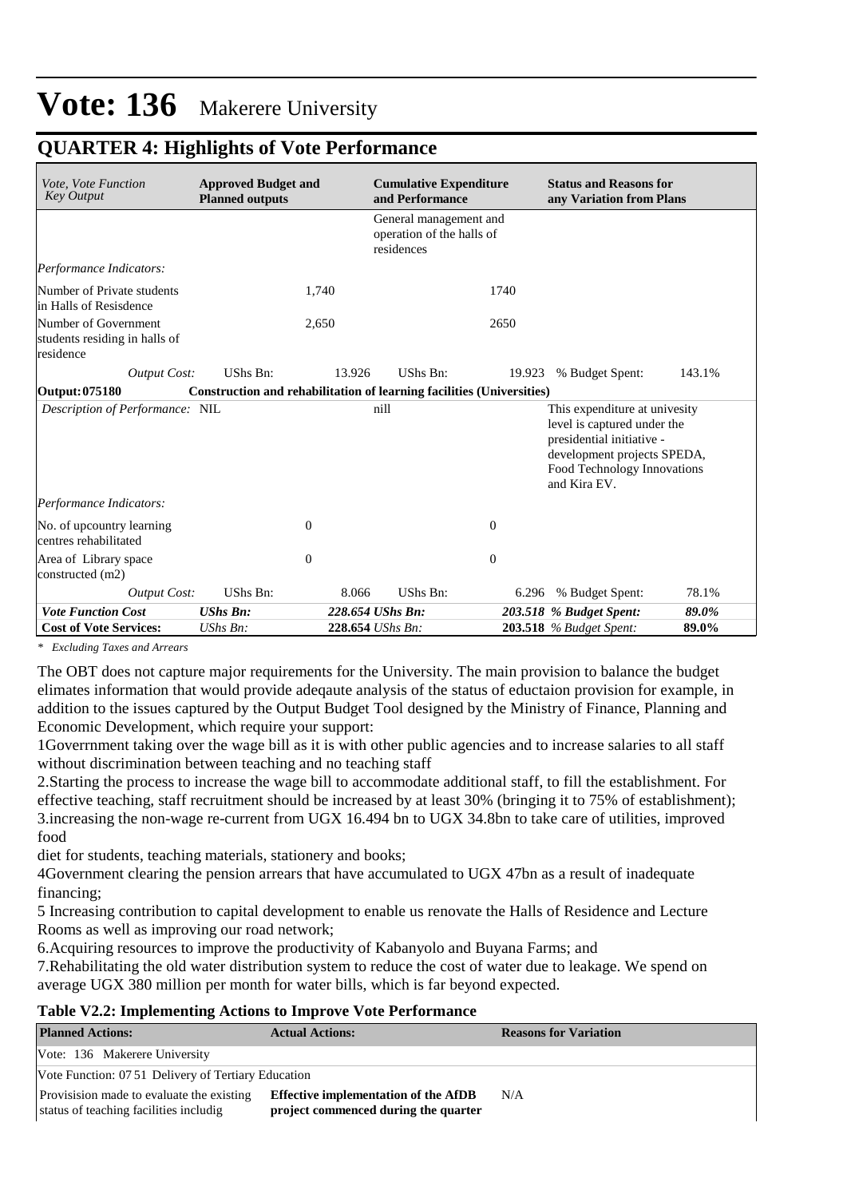# Vote: 136 Makerere University

## QUARTER 4: Highlights of Vote Performance

| *Vote, Vote Function Key Output* | **Approved Budget and Planned outputs** | | **Cumulative Expenditure and Performance** | | **Status and Reasons for any Variation from Plans** | |
|---|---|---|---|---|---|---|
| | | | General management and operation of the halls of residences | | | |
| *Performance Indicators:* | | | | | | |
| Number of Private students in Halls of Resisdence | | 1,740 | | 1740 | | |
| Number of Government students residing in halls of residence | | 2,650 | | 2650 | | |
| *Output Cost:* | UShs Bn: | 13.926 | UShs Bn: | 19.923 | % Budget Spent: | 143.1% |
| **Output: 075180** | **Construction and rehabilitation of learning facilities (Universities)** | | | | | |
| *Description of Performance:* | NIL | | nill | | This expenditure at univesity level is captured under the presidential initiative - development projects SPEDA, Food Technology Innovations and Kira EV. | |
| *Performance Indicators:* | | | | | | |
| No. of upcountry learning centres rehabilitated | | 0 | | 0 | | |
| Area of Library space constructed (m2) | | 0 | | 0 | | |
| *Output Cost:* | UShs Bn: | 8.066 | UShs Bn: | 6.296 | % Budget Spent: | 78.1% |
| ***Vote Function Cost*** | ***UShs Bn:*** | ***228.654*** | ***UShs Bn:*** | ***203.518*** | ***% Budget Spent:*** | ***89.0%*** |
| **Cost of Vote Services:** | *UShs Bn:* | **228.654** | *UShs Bn:* | **203.518** | *% Budget Spent:* | **89.0%** |

*\* Excluding Taxes and Arrears*

The OBT does not capture major requirements for the University. The main provision to balance the budget elimates information that would provide adeqaute analysis of the status of eductaion provision for example, in addition to the issues captured by the Output Budget Tool designed by the Ministry of Finance, Planning and Economic Development, which require your support:

1Goverrnment taking over the wage bill as it is with other public agencies and to increase salaries to all staff without discrimination between teaching and no teaching staff

2.Starting the process to increase the wage bill to accommodate additional staff, to fill the establishment. For effective teaching, staff recruitment should be increased by at least 30% (bringing it to 75% of establishment);

3.increasing the non-wage re-current from UGX 16.494 bn to UGX 34.8bn to take care of utilities, improved food

diet for students, teaching materials, stationery and books;

4Government clearing the pension arrears that have accumulated to UGX 47bn as a result of inadequate financing;

5 Increasing contribution to capital development to enable us renovate the Halls of Residence and Lecture Rooms as well as improving our road network;

6.Acquiring resources to improve the productivity of Kabanyolo and Buyana Farms; and

7.Rehabilitating the old water distribution system to reduce the cost of water due to leakage. We spend on average UGX 380 million per month for water bills, which is far beyond expected.

**Table V2.2: Implementing Actions to Improve Vote Performance**

| **Planned Actions:** | **Actual Actions:** | **Reasons for Variation** |
|---|---|---|
| Vote: 136 Makerere University | | |
| Vote Function: 07 51 Delivery of Tertiary Education | | |
| Provisision made to evaluate the existing status of teaching facilities includig | **Effective implementation of the AfDB project commenced during the quarter** | N/A |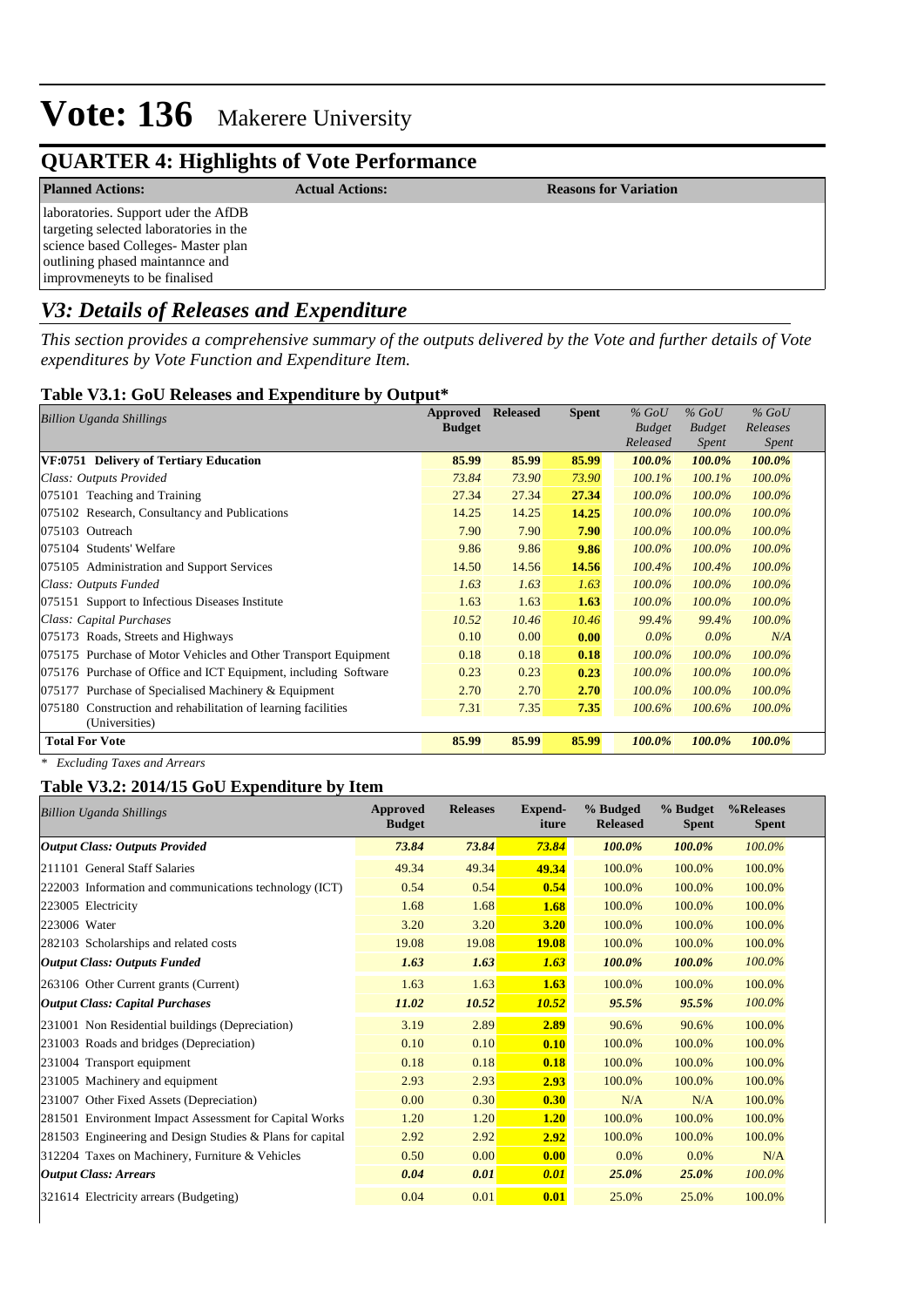# Vote: 136 Makerere University

## QUARTER 4: Highlights of Vote Performance

| Planned Actions: | Actual Actions: | Reasons for Variation |
|---|---|---|
| laboratories. Support uder the AfDB targeting selected laboratories in the science based Colleges- Master plan outlining phased maintannce and improvmeneyts to be finalised | | |

## *V3: Details of Releases and Expenditure*

*This section provides a comprehensive summary of the outputs delivered by the Vote and further details of Vote expenditures by Vote Function and Expenditure Item.*

### Table V3.1: GoU Releases and Expenditure by Output*

| *Billion Uganda Shillings* | Approved Budget | Released | Spent | *% GoU Budget Released* | *% GoU Budget Spent* | *% GoU Releases Spent* |
|---|---|---|---|---|---|---|
| **VF:0751 Delivery of Tertiary Education** | **85.99** | **85.99** | **85.99** | ***100.0%*** | ***100.0%*** | ***100.0%*** |
| *Class: Outputs Provided* | *73.84* | *73.90* | *73.90* | *100.1%* | *100.1%* | *100.0%* |
| 075101 Teaching and Training | 27.34 | 27.34 | **27.34** | *100.0%* | *100.0%* | *100.0%* |
| 075102 Research, Consultancy and Publications | 14.25 | 14.25 | **14.25** | *100.0%* | *100.0%* | *100.0%* |
| 075103 Outreach | 7.90 | 7.90 | **7.90** | *100.0%* | *100.0%* | *100.0%* |
| 075104 Students' Welfare | 9.86 | 9.86 | **9.86** | *100.0%* | *100.0%* | *100.0%* |
| 075105 Administration and Support Services | 14.50 | 14.56 | **14.56** | *100.4%* | *100.4%* | *100.0%* |
| *Class: Outputs Funded* | *1.63* | *1.63* | *1.63* | *100.0%* | *100.0%* | *100.0%* |
| 075151 Support to Infectious Diseases Institute | 1.63 | 1.63 | **1.63** | *100.0%* | *100.0%* | *100.0%* |
| *Class: Capital Purchases* | *10.52* | *10.46* | *10.46* | *99.4%* | *99.4%* | *100.0%* |
| 075173 Roads, Streets and Highways | 0.10 | 0.00 | **0.00** | *0.0%* | *0.0%* | *N/A* |
| 075175 Purchase of Motor Vehicles and Other Transport Equipment | 0.18 | 0.18 | **0.18** | *100.0%* | *100.0%* | *100.0%* |
| 075176 Purchase of Office and ICT Equipment, including Software | 0.23 | 0.23 | **0.23** | *100.0%* | *100.0%* | *100.0%* |
| 075177 Purchase of Specialised Machinery & Equipment | 2.70 | 2.70 | **2.70** | *100.0%* | *100.0%* | *100.0%* |
| 075180 Construction and rehabilitation of learning facilities (Universities) | 7.31 | 7.35 | **7.35** | *100.6%* | *100.6%* | *100.0%* |
| **Total For Vote** | **85.99** | **85.99** | **85.99** | ***100.0%*** | ***100.0%*** | ***100.0%*** |

*\* Excluding Taxes and Arrears*

### Table V3.2: 2014/15 GoU Expenditure by Item

| *Billion Uganda Shillings* | Approved Budget | Releases | Expend-iture | % Budgeted Released | % Budget Spent | %Releases Spent |
|---|---|---|---|---|---|---|
| ***Output Class: Outputs Provided*** | ***73.84*** | ***73.84*** | ***73.84*** | ***100.0%*** | ***100.0%*** | *100.0%* |
| 211101 General Staff Salaries | 49.34 | 49.34 | **49.34** | 100.0% | 100.0% | 100.0% |
| 222003 Information and communications technology (ICT) | 0.54 | 0.54 | **0.54** | 100.0% | 100.0% | 100.0% |
| 223005 Electricity | 1.68 | 1.68 | **1.68** | 100.0% | 100.0% | 100.0% |
| 223006 Water | 3.20 | 3.20 | **3.20** | 100.0% | 100.0% | 100.0% |
| 282103 Scholarships and related costs | 19.08 | 19.08 | **19.08** | 100.0% | 100.0% | 100.0% |
| ***Output Class: Outputs Funded*** | ***1.63*** | ***1.63*** | ***1.63*** | ***100.0%*** | ***100.0%*** | *100.0%* |
| 263106 Other Current grants (Current) | 1.63 | 1.63 | **1.63** | 100.0% | 100.0% | 100.0% |
| ***Output Class: Capital Purchases*** | ***11.02*** | ***10.52*** | ***10.52*** | ***95.5%*** | ***95.5%*** | *100.0%* |
| 231001 Non Residential buildings (Depreciation) | 3.19 | 2.89 | **2.89** | 90.6% | 90.6% | 100.0% |
| 231003 Roads and bridges (Depreciation) | 0.10 | 0.10 | **0.10** | 100.0% | 100.0% | 100.0% |
| 231004 Transport equipment | 0.18 | 0.18 | **0.18** | 100.0% | 100.0% | 100.0% |
| 231005 Machinery and equipment | 2.93 | 2.93 | **2.93** | 100.0% | 100.0% | 100.0% |
| 231007 Other Fixed Assets (Depreciation) | 0.00 | 0.30 | **0.30** | N/A | N/A | 100.0% |
| 281501 Environment Impact Assessment for Capital Works | 1.20 | 1.20 | **1.20** | 100.0% | 100.0% | 100.0% |
| 281503 Engineering and Design Studies & Plans for capital | 2.92 | 2.92 | **2.92** | 100.0% | 100.0% | 100.0% |
| 312204 Taxes on Machinery, Furniture & Vehicles | 0.50 | 0.00 | **0.00** | 0.0% | 0.0% | N/A |
| ***Output Class: Arrears*** | ***0.04*** | ***0.01*** | ***0.01*** | ***25.0%*** | ***25.0%*** | *100.0%* |
| 321614 Electricity arrears (Budgeting) | 0.04 | 0.01 | **0.01** | 25.0% | 25.0% | 100.0% |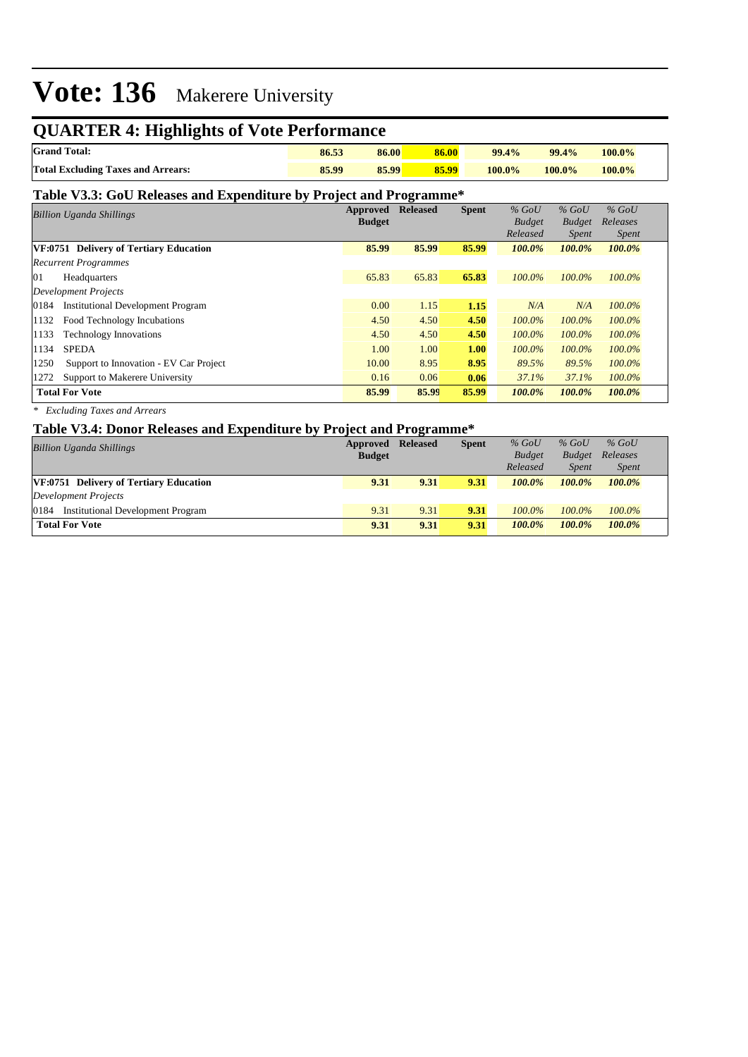# Vote: 136 Makerere University

## QUARTER 4: Highlights of Vote Performance

| | | | | | | |
|---|---|---|---|---|---|---|
| **Grand Total:** | **86.53** | **86.00** | **86.00** | **99.4%** | **99.4%** | **100.0%** |
| **Total Excluding Taxes and Arrears:** | **85.99** | **85.99** | **85.99** | **100.0%** | **100.0%** | **100.0%** |

### Table V3.3: GoU Releases and Expenditure by Project and Programme*

| *Billion Uganda Shillings* | **Approved Budget** | **Released** | **Spent** | *% GoU Budget Released* | *% GoU Budget Spent* | *% GoU Releases Spent* |
|---|---|---|---|---|---|---|
| **VF:0751 Delivery of Tertiary Education** | **85.99** | **85.99** | **85.99** | ***100.0%*** | ***100.0%*** | ***100.0%*** |
| *Recurrent Programmes* | | | | | | |
| 01 Headquarters | 65.83 | 65.83 | **65.83** | *100.0%* | *100.0%* | *100.0%* |
| *Development Projects* | | | | | | |
| 0184 Institutional Development Program | 0.00 | 1.15 | **1.15** | *N/A* | *N/A* | *100.0%* |
| 1132 Food Technology Incubations | 4.50 | 4.50 | **4.50** | *100.0%* | *100.0%* | *100.0%* |
| 1133 Technology Innovations | 4.50 | 4.50 | **4.50** | *100.0%* | *100.0%* | *100.0%* |
| 1134 SPEDA | 1.00 | 1.00 | **1.00** | *100.0%* | *100.0%* | *100.0%* |
| 1250 Support to Innovation - EV Car Project | 10.00 | 8.95 | **8.95** | *89.5%* | *89.5%* | *100.0%* |
| 1272 Support to Makerere University | 0.16 | 0.06 | **0.06** | *37.1%* | *37.1%* | *100.0%* |
| **Total For Vote** | **85.99** | **85.99** | **85.99** | ***100.0%*** | ***100.0%*** | ***100.0%*** |

*\* Excluding Taxes and Arrears*

### Table V3.4: Donor Releases and Expenditure by Project and Programme*

| *Billion Uganda Shillings* | **Approved Budget** | **Released** | **Spent** | *% GoU Budget Released* | *% GoU Budget Spent* | *% GoU Releases Spent* |
|---|---|---|---|---|---|---|
| **VF:0751 Delivery of Tertiary Education** | **9.31** | **9.31** | **9.31** | ***100.0%*** | ***100.0%*** | ***100.0%*** |
| *Development Projects* | | | | | | |
| 0184 Institutional Development Program | 9.31 | 9.31 | **9.31** | *100.0%* | *100.0%* | *100.0%* |
| **Total For Vote** | **9.31** | **9.31** | **9.31** | ***100.0%*** | ***100.0%*** | ***100.0%*** |